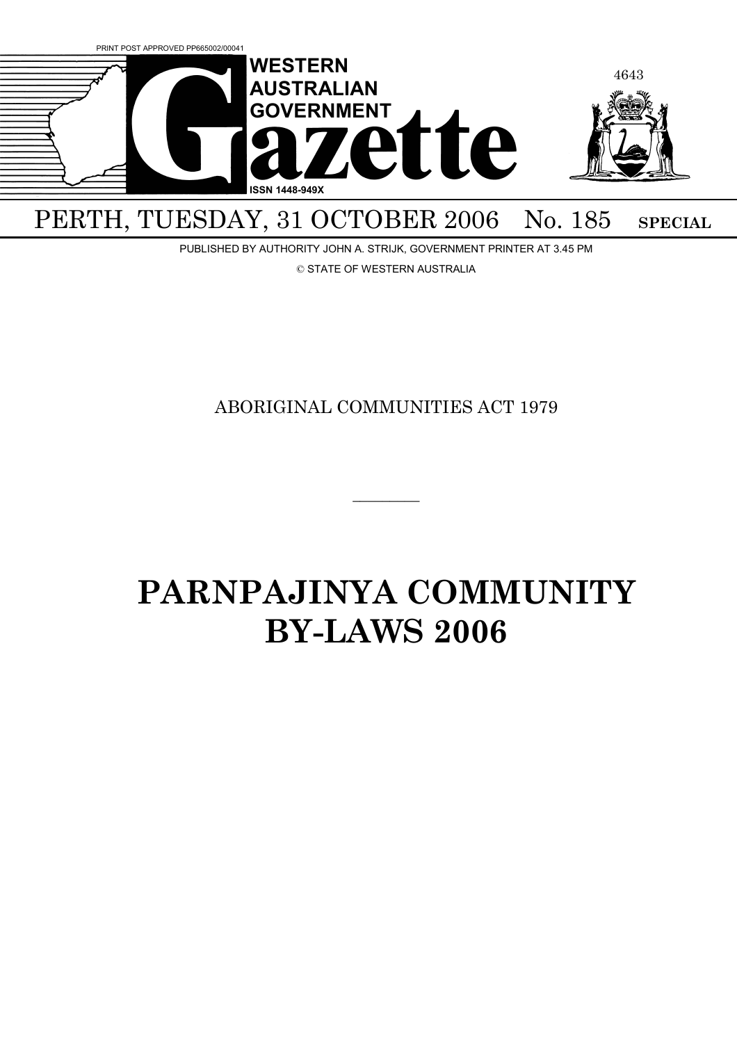PRINT POST APPROVED PP665002/00041

# WESTERN AUSTRALIAN GOVERNMENT Gazette

ISSN 1448-949X

PERTH, TUESDAY, 31 OCTOBER 2006 No. 185 **SPECIAL**

PUBLISHED BY AUTHORITY JOHN A. STRIJK, GOVERNMENT PRINTER AT 3.45 PM

© STATE OF WESTERN AUSTRALIA

ABORIGINAL COMMUNITIES ACT 1979

---

# PARNPAJINYA COMMUNITY BY-LAWS 2006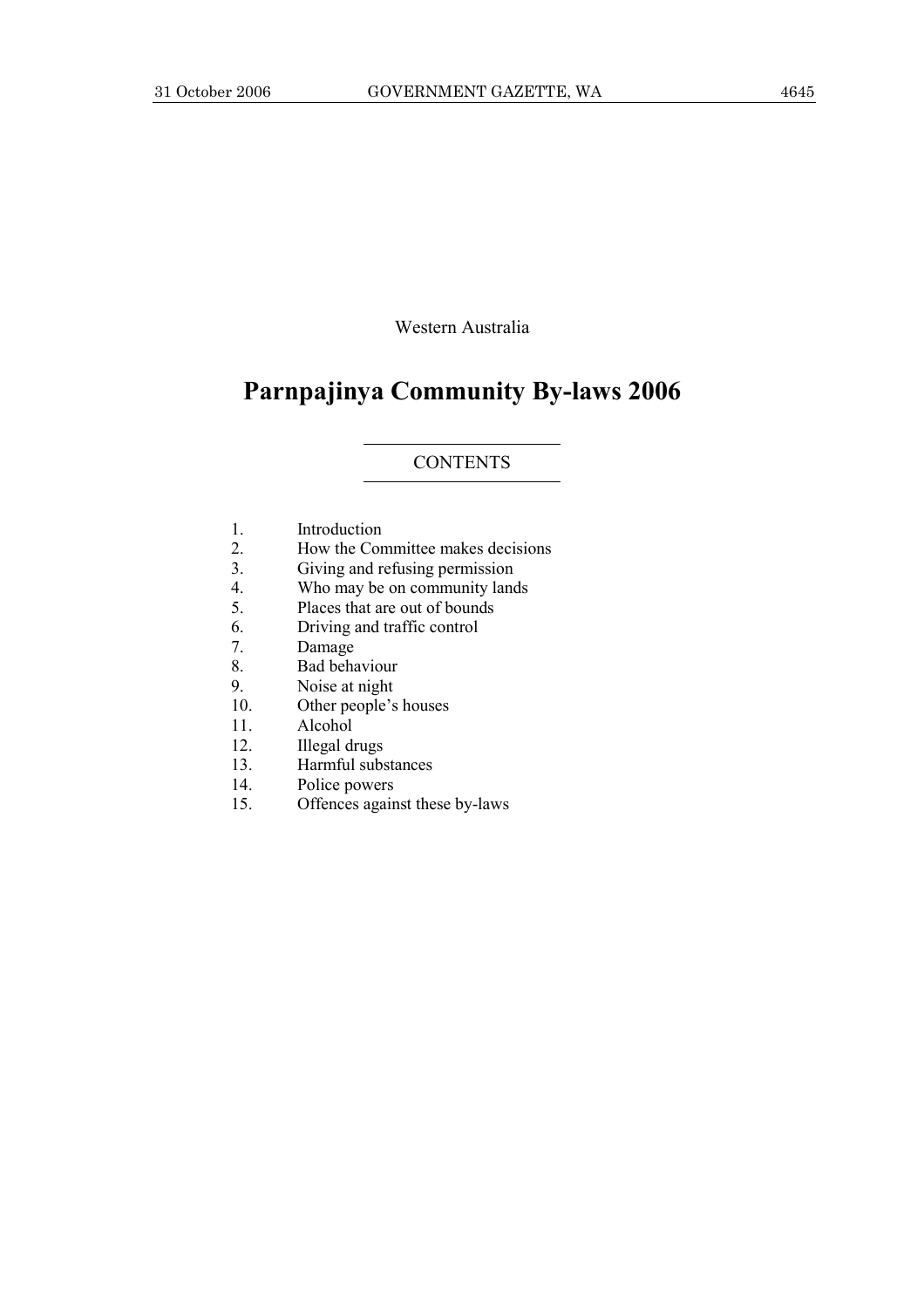Western Australia

# Parnpajinya Community By-laws 2006

## CONTENTS

1. Introduction
2. How the Committee makes decisions
3. Giving and refusing permission
4. Who may be on community lands
5. Places that are out of bounds
6. Driving and traffic control
7. Damage
8. Bad behaviour
9. Noise at night
10. Other people's houses
11. Alcohol
12. Illegal drugs
13. Harmful substances
14. Police powers
15. Offences against these by-laws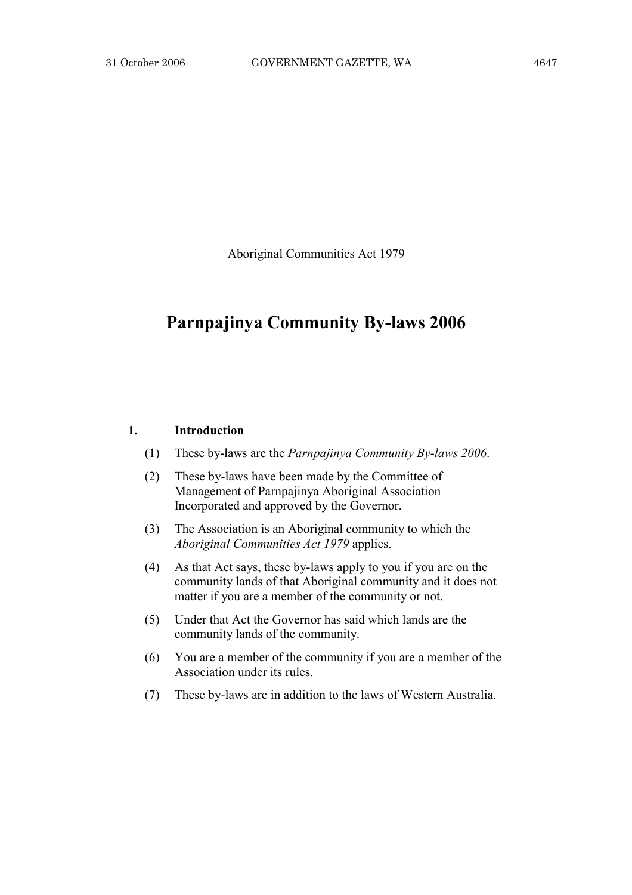Aboriginal Communities Act 1979

# Parnpajinya Community By-laws 2006

## 1. Introduction

(1) These by-laws are the *Parnpajinya Community By-laws 2006*.

(2) These by-laws have been made by the Committee of Management of Parnpajinya Aboriginal Association Incorporated and approved by the Governor.

(3) The Association is an Aboriginal community to which the *Aboriginal Communities Act 1979* applies.

(4) As that Act says, these by-laws apply to you if you are on the community lands of that Aboriginal community and it does not matter if you are a member of the community or not.

(5) Under that Act the Governor has said which lands are the community lands of the community.

(6) You are a member of the community if you are a member of the Association under its rules.

(7) These by-laws are in addition to the laws of Western Australia.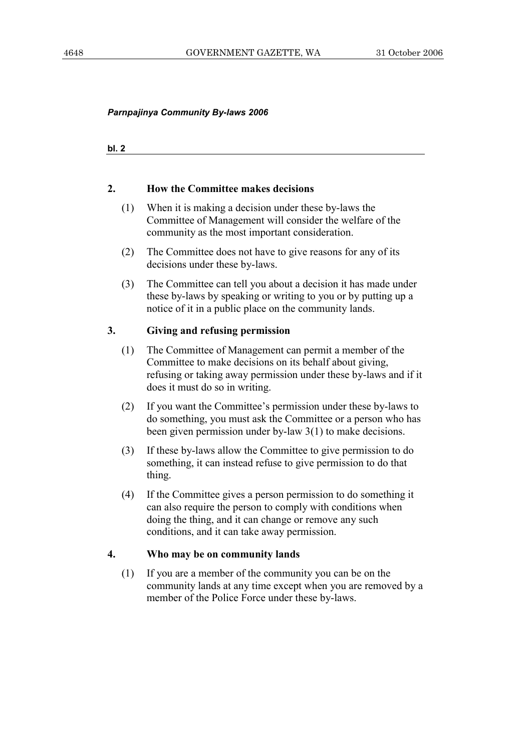## 2. How the Committee makes decisions

(1) When it is making a decision under these by-laws the Committee of Management will consider the welfare of the community as the most important consideration.

(2) The Committee does not have to give reasons for any of its decisions under these by-laws.

(3) The Committee can tell you about a decision it has made under these by-laws by speaking or writing to you or by putting up a notice of it in a public place on the community lands.

## 3. Giving and refusing permission

(1) The Committee of Management can permit a member of the Committee to make decisions on its behalf about giving, refusing or taking away permission under these by-laws and if it does it must do so in writing.

(2) If you want the Committee's permission under these by-laws to do something, you must ask the Committee or a person who has been given permission under by-law 3(1) to make decisions.

(3) If these by-laws allow the Committee to give permission to do something, it can instead refuse to give permission to do that thing.

(4) If the Committee gives a person permission to do something it can also require the person to comply with conditions when doing the thing, and it can change or remove any such conditions, and it can take away permission.

## 4. Who may be on community lands

(1) If you are a member of the community you can be on the community lands at any time except when you are removed by a member of the Police Force under these by-laws.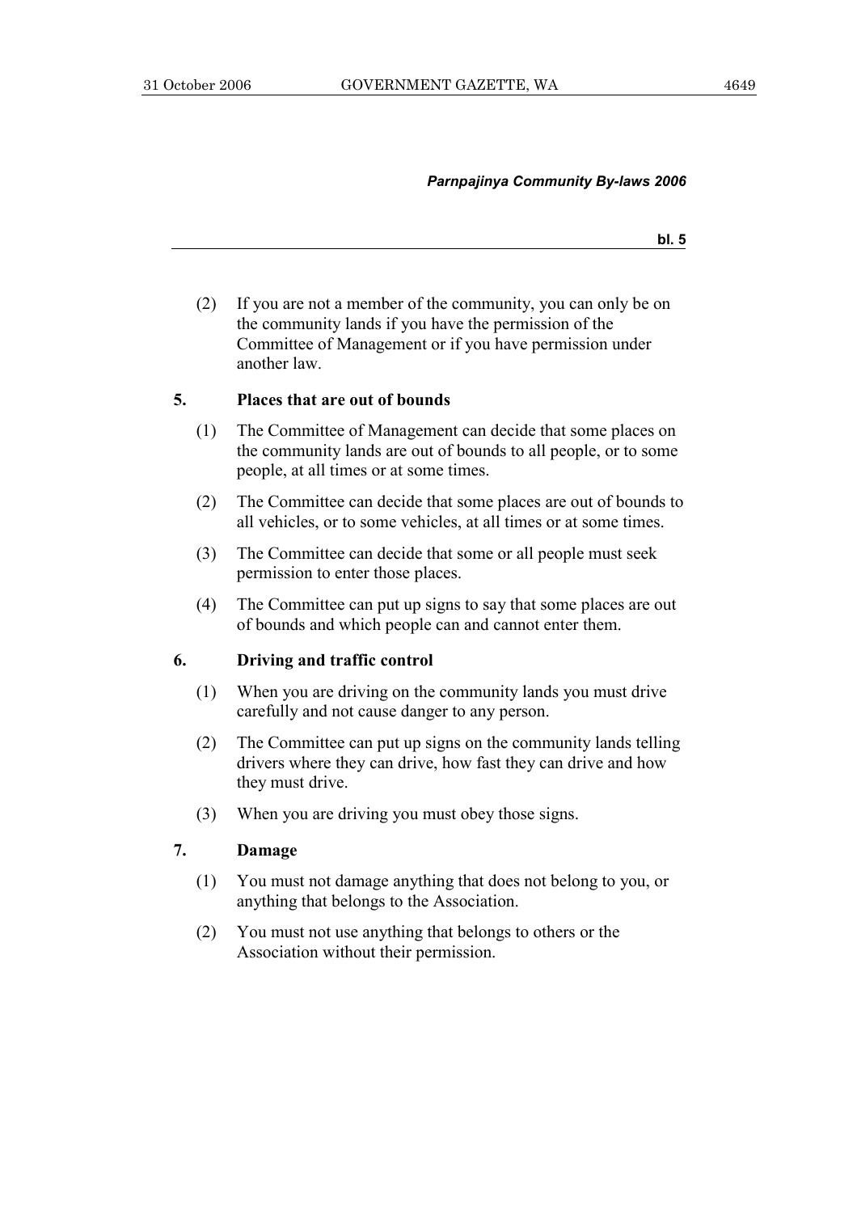(2) If you are not a member of the community, you can only be on the community lands if you have the permission of the Committee of Management or if you have permission under another law.

## 5. Places that are out of bounds

(1) The Committee of Management can decide that some places on the community lands are out of bounds to all people, or to some people, at all times or at some times.

(2) The Committee can decide that some places are out of bounds to all vehicles, or to some vehicles, at all times or at some times.

(3) The Committee can decide that some or all people must seek permission to enter those places.

(4) The Committee can put up signs to say that some places are out of bounds and which people can and cannot enter them.

## 6. Driving and traffic control

(1) When you are driving on the community lands you must drive carefully and not cause danger to any person.

(2) The Committee can put up signs on the community lands telling drivers where they can drive, how fast they can drive and how they must drive.

(3) When you are driving you must obey those signs.

## 7. Damage

(1) You must not damage anything that does not belong to you, or anything that belongs to the Association.

(2) You must not use anything that belongs to others or the Association without their permission.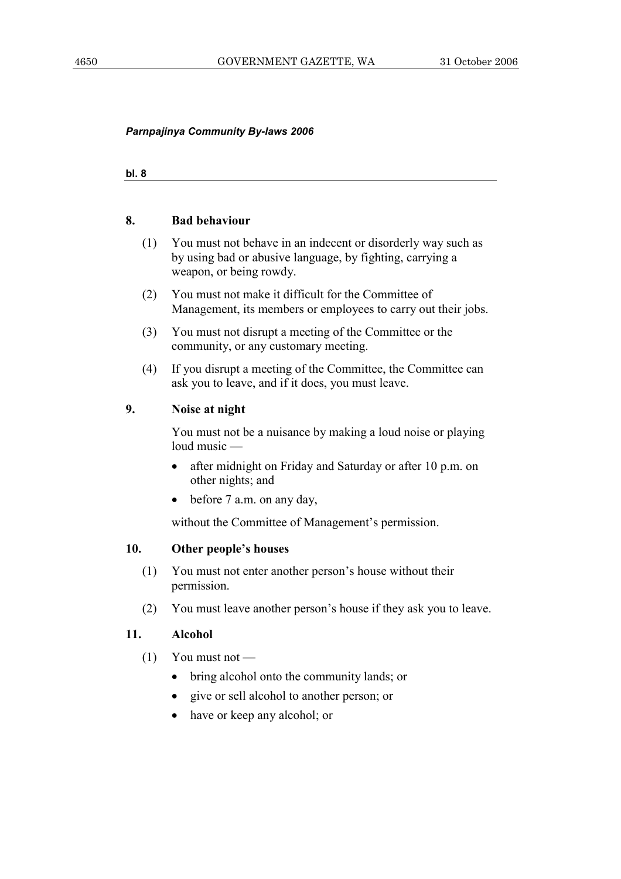## 8. Bad behaviour

(1) You must not behave in an indecent or disorderly way such as by using bad or abusive language, by fighting, carrying a weapon, or being rowdy.

(2) You must not make it difficult for the Committee of Management, its members or employees to carry out their jobs.

(3) You must not disrupt a meeting of the Committee or the community, or any customary meeting.

(4) If you disrupt a meeting of the Committee, the Committee can ask you to leave, and if it does, you must leave.

## 9. Noise at night

You must not be a nuisance by making a loud noise or playing loud music —

- after midnight on Friday and Saturday or after 10 p.m. on other nights; and
- before 7 a.m. on any day,

without the Committee of Management's permission.

## 10. Other people's houses

(1) You must not enter another person's house without their permission.

(2) You must leave another person's house if they ask you to leave.

## 11. Alcohol

(1) You must not —

- bring alcohol onto the community lands; or
- give or sell alcohol to another person; or
- have or keep any alcohol; or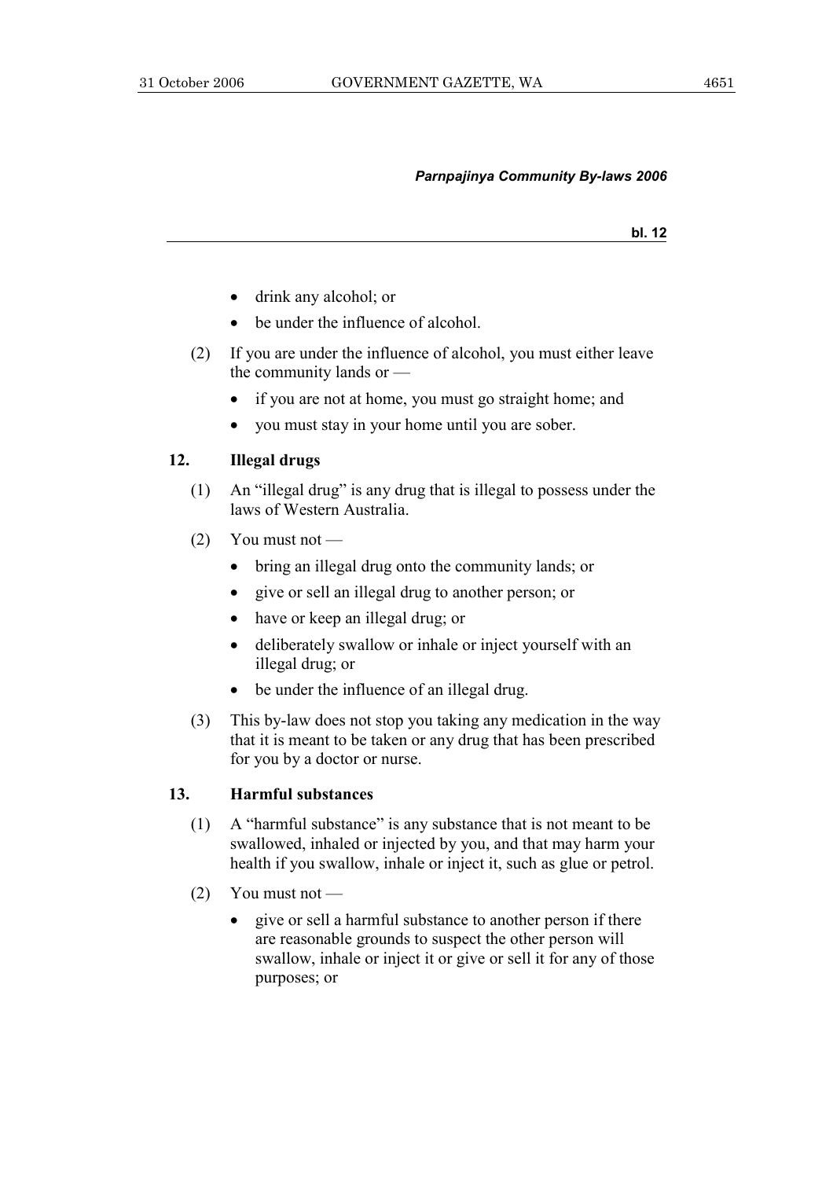- drink any alcohol; or
- be under the influence of alcohol.

(2) If you are under the influence of alcohol, you must either leave the community lands or —

- if you are not at home, you must go straight home; and
- you must stay in your home until you are sober.

### 12. Illegal drugs

(1) An "illegal drug" is any drug that is illegal to possess under the laws of Western Australia.

(2) You must not —

- bring an illegal drug onto the community lands; or
- give or sell an illegal drug to another person; or
- have or keep an illegal drug; or
- deliberately swallow or inhale or inject yourself with an illegal drug; or
- be under the influence of an illegal drug.

(3) This by-law does not stop you taking any medication in the way that it is meant to be taken or any drug that has been prescribed for you by a doctor or nurse.

### 13. Harmful substances

(1) A "harmful substance" is any substance that is not meant to be swallowed, inhaled or injected by you, and that may harm your health if you swallow, inhale or inject it, such as glue or petrol.

(2) You must not —

- give or sell a harmful substance to another person if there are reasonable grounds to suspect the other person will swallow, inhale or inject it or give or sell it for any of those purposes; or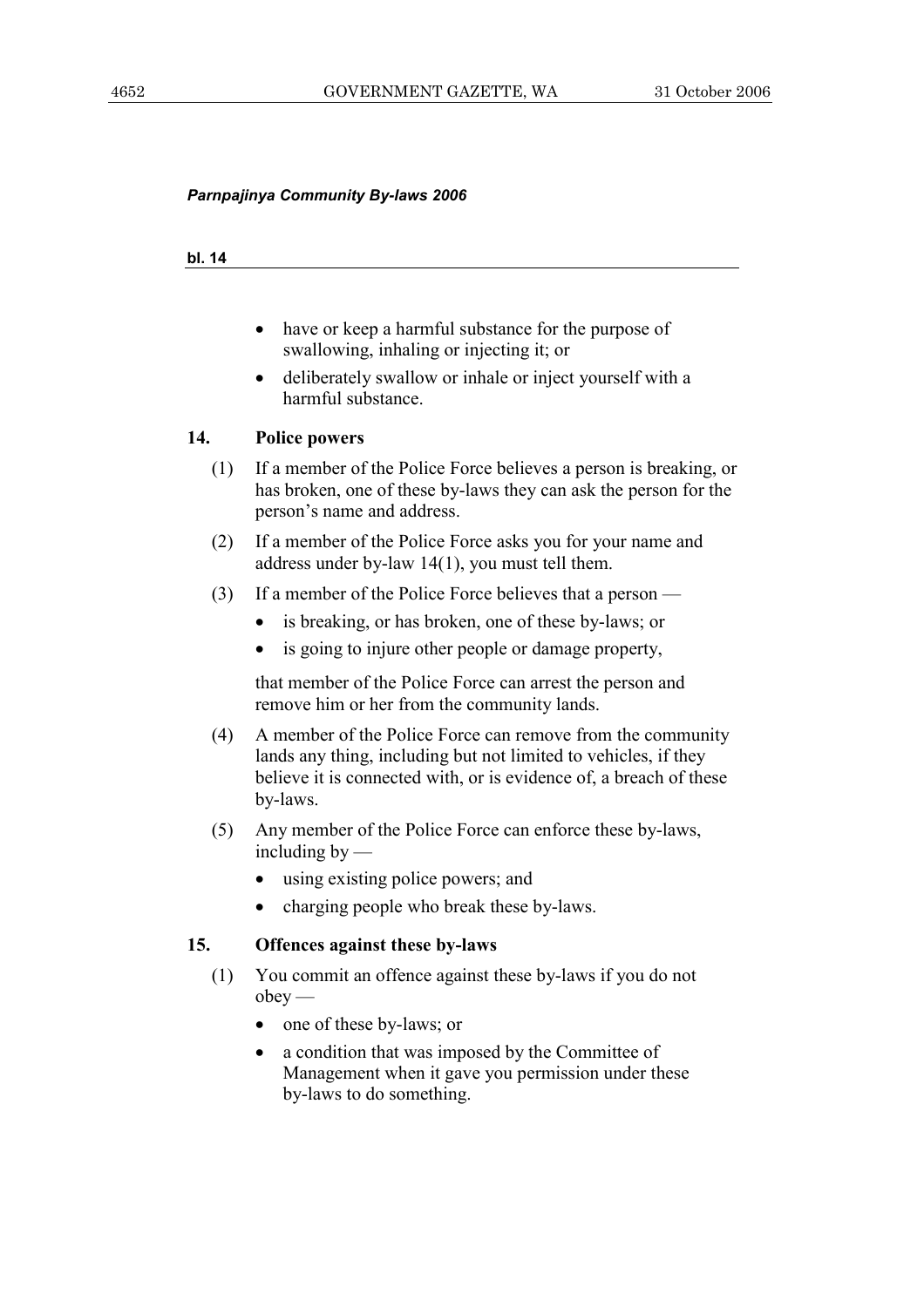- have or keep a harmful substance for the purpose of swallowing, inhaling or injecting it; or
- deliberately swallow or inhale or inject yourself with a harmful substance.

### 14. Police powers

(1) If a member of the Police Force believes a person is breaking, or has broken, one of these by-laws they can ask the person for the person's name and address.

(2) If a member of the Police Force asks you for your name and address under by-law 14(1), you must tell them.

(3) If a member of the Police Force believes that a person —

- is breaking, or has broken, one of these by-laws; or
- is going to injure other people or damage property,

that member of the Police Force can arrest the person and remove him or her from the community lands.

(4) A member of the Police Force can remove from the community lands any thing, including but not limited to vehicles, if they believe it is connected with, or is evidence of, a breach of these by-laws.

(5) Any member of the Police Force can enforce these by-laws, including by —

- using existing police powers; and
- charging people who break these by-laws.

### 15. Offences against these by-laws

(1) You commit an offence against these by-laws if you do not obey —

- one of these by-laws; or
- a condition that was imposed by the Committee of Management when it gave you permission under these by-laws to do something.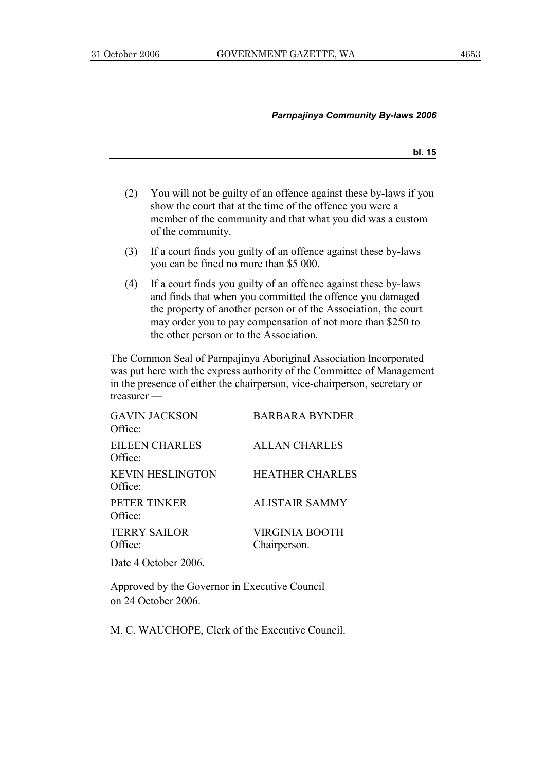(2) You will not be guilty of an offence against these by-laws if you show the court that at the time of the offence you were a member of the community and that what you did was a custom of the community.

(3) If a court finds you guilty of an offence against these by-laws you can be fined no more than $5 000.

(4) If a court finds you guilty of an offence against these by-laws and finds that when you committed the offence you damaged the property of another person or of the Association, the court may order you to pay compensation of not more than $250 to the other person or to the Association.

The Common Seal of Parnpajinya Aboriginal Association Incorporated was put here with the express authority of the Committee of Management in the presence of either the chairperson, vice-chairperson, secretary or treasurer —

| | |
|---|---|
| GAVIN JACKSON<br>Office: | BARBARA BYNDER |
| EILEEN CHARLES<br>Office: | ALLAN CHARLES |
| KEVIN HESLINGTON<br>Office: | HEATHER CHARLES |
| PETER TINKER<br>Office: | ALISTAIR SAMMY |
| TERRY SAILOR<br>Office: | VIRGINIA BOOTH<br>Chairperson. |

Date 4 October 2006.

Approved by the Governor in Executive Council on 24 October 2006.

M. C. WAUCHOPE, Clerk of the Executive Council.